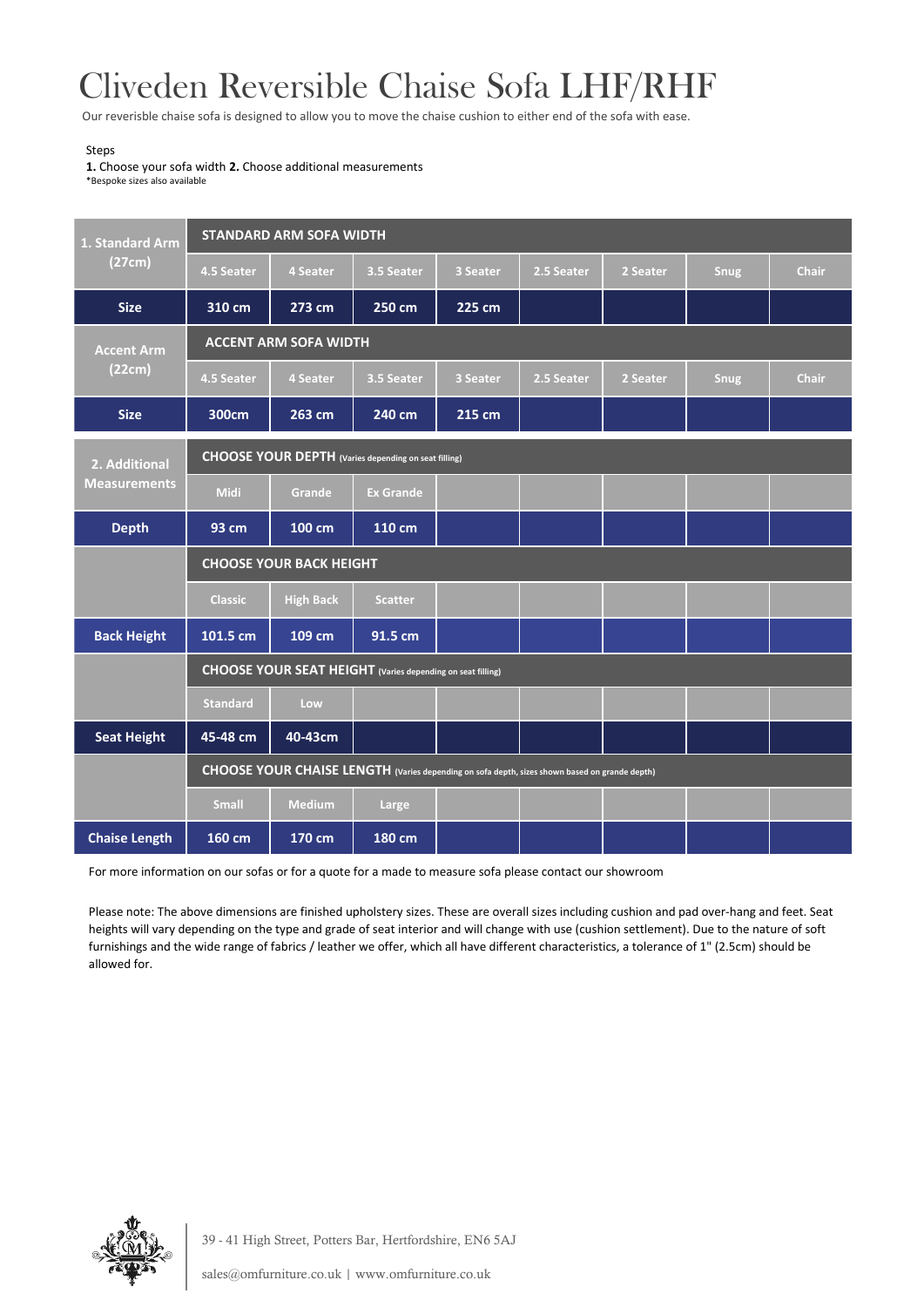# Cliveden Reversible Chaise Sofa LHF/RHF

Our reversible chaise sofa is designed to allow you to move the chaise cushion to either end of the sofa with ease.

Steps

**1.** Choose your sofa width **2.** Choose additional measurements

*Bespoke sizes also available

| 1. Standard Arm (27cm) | STANDARD ARM SOFA WIDTH | | | | | | | |
|---|---|---|---|---|---|---|---|---|
| | 4.5 Seater | 4 Seater | 3.5 Seater | 3 Seater | 2.5 Seater | 2 Seater | Snug | Chair |
| **Size** | 310 cm | 273 cm | 250 cm | 225 cm | | | | |
| **Accent Arm (22cm)** | ACCENT ARM SOFA WIDTH | | | | | | | |
| | 4.5 Seater | 4 Seater | 3.5 Seater | 3 Seater | 2.5 Seater | 2 Seater | Snug | Chair |
| **Size** | 300cm | 263 cm | 240 cm | 215 cm | | | | |
| **2. Additional Measurements** | CHOOSE YOUR DEPTH (Varies depending on seat filling) | | | | | | | |
| | Midi | Grande | Ex Grande | | | | | |
| **Depth** | 93 cm | 100 cm | 110 cm | | | | | |
| | CHOOSE YOUR BACK HEIGHT | | | | | | | |
| | Classic | High Back | Scatter | | | | | |
| **Back Height** | 101.5 cm | 109 cm | 91.5 cm | | | | | |
| | CHOOSE YOUR SEAT HEIGHT (Varies depending on seat filling) | | | | | | | |
| | Standard | Low | | | | | | |
| **Seat Height** | 45-48 cm | 40-43cm | | | | | | |
| | CHOOSE YOUR CHAISE LENGTH (Varies depending on sofa depth, sizes shown based on grande depth) | | | | | | | |
| | Small | Medium | Large | | | | | |
| **Chaise Length** | 160 cm | 170 cm | 180 cm | | | | | |

For more information on our sofas or for a quote for a made to measure sofa please contact our showroom

Please note: The above dimensions are finished upholstery sizes. These are overall sizes including cushion and pad over-hang and feet. Seat heights will vary depending on the type and grade of seat interior and will change with use (cushion settlement). Due to the nature of soft furnishings and the wide range of fabrics / leather we offer, which all have different characteristics, a tolerance of 1" (2.5cm) should be allowed for.

39 - 41 High Street, Potters Bar, Hertfordshire, EN6 5AJ

sales@omfurniture.co.uk | www.omfurniture.co.uk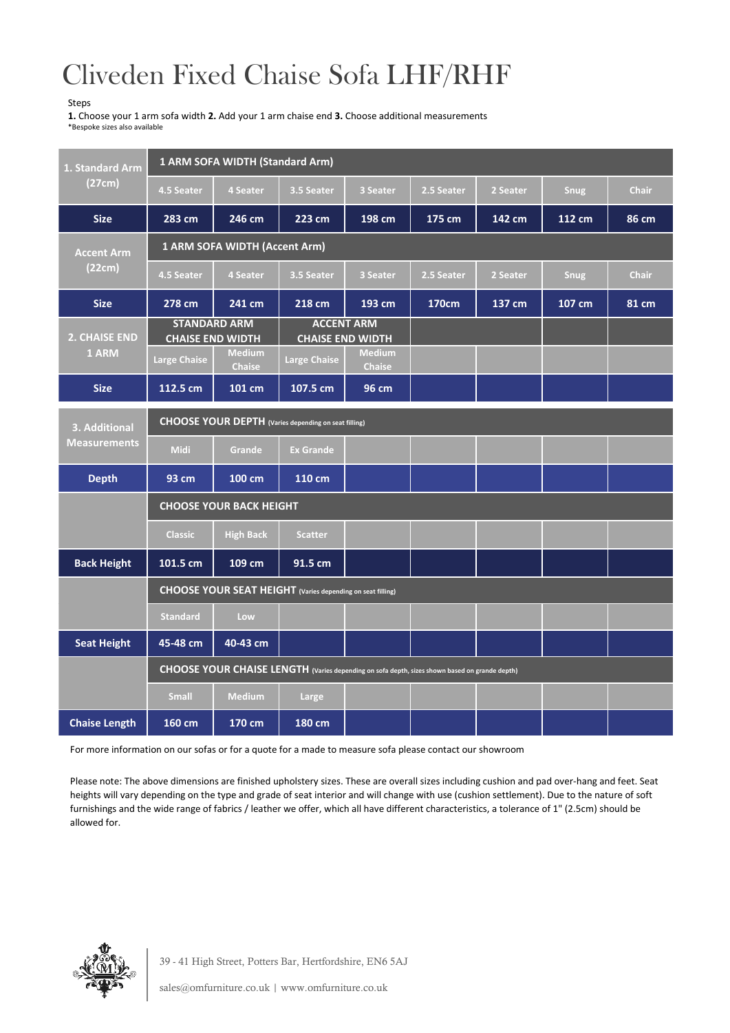# Cliveden Fixed Chaise Sofa LHF/RHF

Steps

**1.** Choose your 1 arm sofa width **2.** Add your 1 arm chaise end **3.** Choose additional measurements

*Bespoke sizes also available

| | | | | | | | | |
|---|---|---|---|---|---|---|---|---|
| 1. Standard Arm (27cm) | 1 ARM SOFA WIDTH (Standard Arm) | | | | | | | |
| | 4.5 Seater | 4 Seater | 3.5 Seater | 3 Seater | 2.5 Seater | 2 Seater | Snug | Chair |
| Size | 283 cm | 246 cm | 223 cm | 198 cm | 175 cm | 142 cm | 112 cm | 86 cm |
| Accent Arm (22cm) | 1 ARM SOFA WIDTH (Accent Arm) | | | | | | | |
| | 4.5 Seater | 4 Seater | 3.5 Seater | 3 Seater | 2.5 Seater | 2 Seater | Snug | Chair |
| Size | 278 cm | 241 cm | 218 cm | 193 cm | 170cm | 137 cm | 107 cm | 81 cm |
| 2. CHAISE END 1 ARM | STANDARD ARM CHAISE END WIDTH | | ACCENT ARM CHAISE END WIDTH | | | | | |
| | Large Chaise | Medium Chaise | Large Chaise | Medium Chaise | | | | |
| Size | 112.5 cm | 101 cm | 107.5 cm | 96 cm | | | | |
| 3. Additional Measurements | CHOOSE YOUR DEPTH (Varies depending on seat filling) | | | | | | | |
| | Midi | Grande | Ex Grande | | | | | |
| Depth | 93 cm | 100 cm | 110 cm | | | | | |
| | CHOOSE YOUR BACK HEIGHT | | | | | | | |
| | Classic | High Back | Scatter | | | | | |
| Back Height | 101.5 cm | 109 cm | 91.5 cm | | | | | |
| | CHOOSE YOUR SEAT HEIGHT (Varies depending on seat filling) | | | | | | | |
| | Standard | Low | | | | | | |
| Seat Height | 45-48 cm | 40-43 cm | | | | | | |
| | CHOOSE YOUR CHAISE LENGTH (Varies depending on sofa depth, sizes shown based on grande depth) | | | | | | | |
| | Small | Medium | Large | | | | | |
| Chaise Length | 160 cm | 170 cm | 180 cm | | | | | |

For more information on our sofas or for a quote for a made to measure sofa please contact our showroom

Please note: The above dimensions are finished upholstery sizes. These are overall sizes including cushion and pad over-hang and feet. Seat heights will vary depending on the type and grade of seat interior and will change with use (cushion settlement). Due to the nature of soft furnishings and the wide range of fabrics / leather we offer, which all have different characteristics, a tolerance of 1" (2.5cm) should be allowed for.

39 - 41 High Street, Potters Bar, Hertfordshire, EN6 5AJ

sales@omfurniture.co.uk | www.omfurniture.co.uk